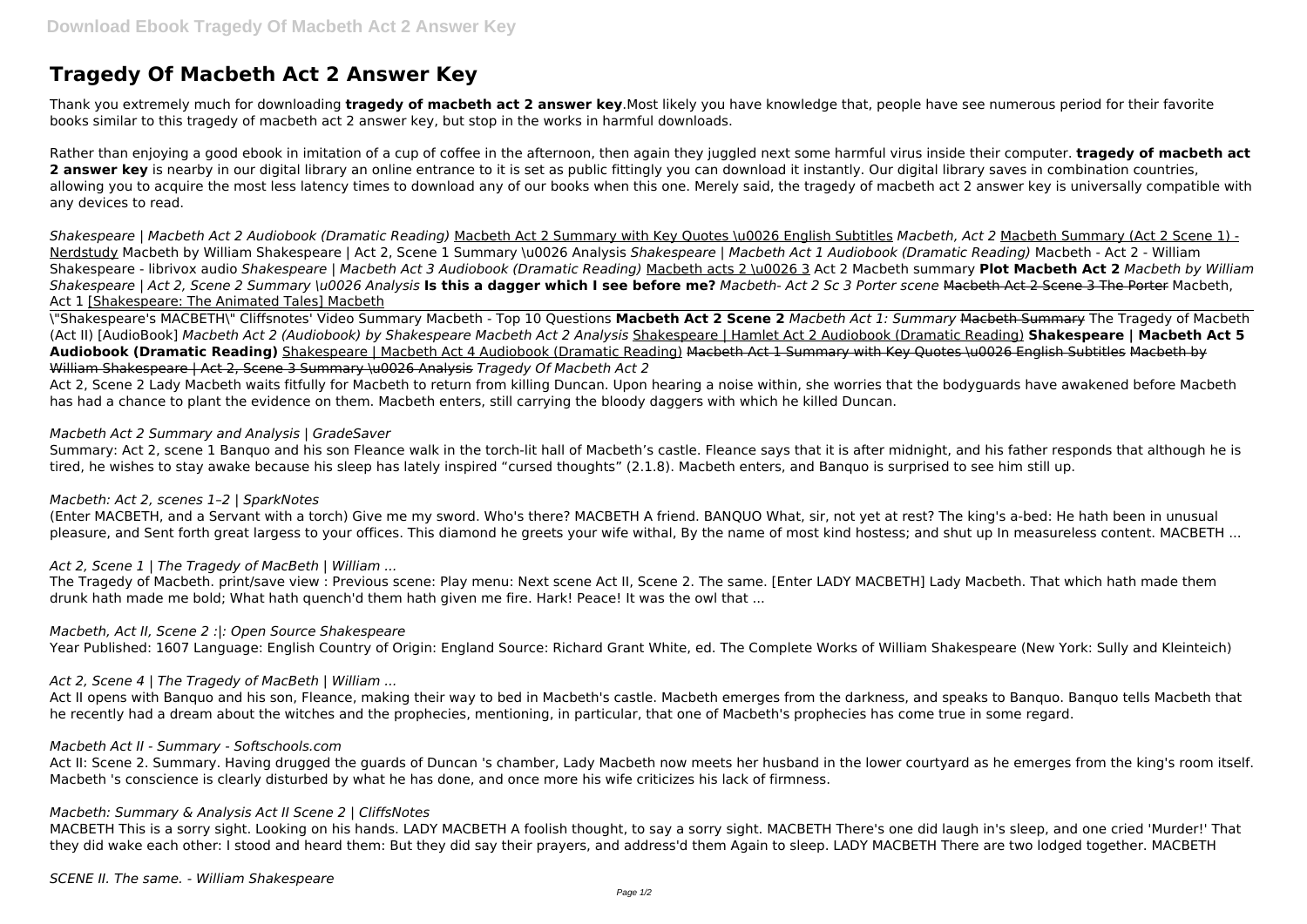# Tragedy Of Macbeth Act 2 Answer Key

Thank you extremely much for downloading **tragedy of macbeth act 2 answer key**.Most likely you have knowledge that, people have see numerous period for their favorite books similar to this tragedy of macbeth act 2 answer key, but stop in the works in harmful downloads.

Rather than enjoying a good ebook in imitation of a cup of coffee in the afternoon, then again they juggled next some harmful virus inside their computer. **tragedy of macbeth act 2 answer key** is nearby in our digital library an online entrance to it is set as public fittingly you can download it instantly. Our digital library saves in combination countries, allowing you to acquire the most less latency times to download any of our books when this one. Merely said, the tragedy of macbeth act 2 answer key is universally compatible with any devices to read.

*Shakespeare | Macbeth Act 2 Audiobook (Dramatic Reading)* Macbeth Act 2 Summary with Key Quotes \u0026 English Subtitles *Macbeth, Act 2* Macbeth Summary (Act 2 Scene 1) - Nerdstudy Macbeth by William Shakespeare | Act 2, Scene 1 Summary \u0026 Analysis *Shakespeare | Macbeth Act 1 Audiobook (Dramatic Reading)* Macbeth - Act 2 - William Shakespeare - librivox audio *Shakespeare | Macbeth Act 3 Audiobook (Dramatic Reading)* Macbeth acts 2 \u0026 3 Act 2 Macbeth summary **Plot Macbeth Act 2** *Macbeth by William Shakespeare | Act 2, Scene 2 Summary \u0026 Analysis* **Is this a dagger which I see before me?** *Macbeth- Act 2 Sc 3 Porter scene* ~~Macbeth Act 2 Scene 3 The Porter~~ Macbeth, Act 1 [Shakespeare: The Animated Tales] Macbeth

\"Shakespeare's MACBETH\" Cliffsnotes' Video Summary Macbeth - Top 10 Questions **Macbeth Act 2 Scene 2** *Macbeth Act 1: Summary* ~~Macbeth Summary~~ The Tragedy of Macbeth (Act II) [AudioBook] *Macbeth Act 2 (Audiobook) by Shakespeare Macbeth Act 2 Analysis* Shakespeare | Hamlet Act 2 Audiobook (Dramatic Reading) **Shakespeare | Macbeth Act 5 Audiobook (Dramatic Reading)** Shakespeare | Macbeth Act 4 Audiobook (Dramatic Reading) ~~Macbeth Act 1 Summary with Key Quotes \u0026 English Subtitles~~ ~~Macbeth by William Shakespeare | Act 2, Scene 3 Summary \u0026 Analysis~~ *Tragedy Of Macbeth Act 2*

Act 2, Scene 2 Lady Macbeth waits fitfully for Macbeth to return from killing Duncan. Upon hearing a noise within, she worries that the bodyguards have awakened before Macbeth has had a chance to plant the evidence on them. Macbeth enters, still carrying the bloody daggers with which he killed Duncan.

*Macbeth Act 2 Summary and Analysis | GradeSaver*

Summary: Act 2, scene 1 Banquo and his son Fleance walk in the torch-lit hall of Macbeth's castle. Fleance says that it is after midnight, and his father responds that although he is tired, he wishes to stay awake because his sleep has lately inspired "cursed thoughts" (2.1.8). Macbeth enters, and Banquo is surprised to see him still up.

*Macbeth: Act 2, scenes 1–2 | SparkNotes*

(Enter MACBETH, and a Servant with a torch) Give me my sword. Who's there? MACBETH A friend. BANQUO What, sir, not yet at rest? The king's a-bed: He hath been in unusual pleasure, and Sent forth great largess to your offices. This diamond he greets your wife withal, By the name of most kind hostess; and shut up In measureless content. MACBETH ...

*Act 2, Scene 1 | The Tragedy of MacBeth | William ...*

The Tragedy of Macbeth. print/save view : Previous scene: Play menu: Next scene Act II, Scene 2. The same. [Enter LADY MACBETH] Lady Macbeth. That which hath made them drunk hath made me bold; What hath quench'd them hath given me fire. Hark! Peace! It was the owl that ...

*Macbeth, Act II, Scene 2 :|: Open Source Shakespeare*

Year Published: 1607 Language: English Country of Origin: England Source: Richard Grant White, ed. The Complete Works of William Shakespeare (New York: Sully and Kleinteich)

*Act 2, Scene 4 | The Tragedy of MacBeth | William ...*

Act II opens with Banquo and his son, Fleance, making their way to bed in Macbeth's castle. Macbeth emerges from the darkness, and speaks to Banquo. Banquo tells Macbeth that he recently had a dream about the witches and the prophecies, mentioning, in particular, that one of Macbeth's prophecies has come true in some regard.

*Macbeth Act II - Summary - Softschools.com*

Act II: Scene 2. Summary. Having drugged the guards of Duncan 's chamber, Lady Macbeth now meets her husband in the lower courtyard as he emerges from the king's room itself. Macbeth 's conscience is clearly disturbed by what he has done, and once more his wife criticizes his lack of firmness.

*Macbeth: Summary & Analysis Act II Scene 2 | CliffsNotes*

MACBETH This is a sorry sight. Looking on his hands. LADY MACBETH A foolish thought, to say a sorry sight. MACBETH There's one did laugh in's sleep, and one cried 'Murder!' That they did wake each other: I stood and heard them: But they did say their prayers, and address'd them Again to sleep. LADY MACBETH There are two lodged together. MACBETH

*SCENE II. The same. - William Shakespeare*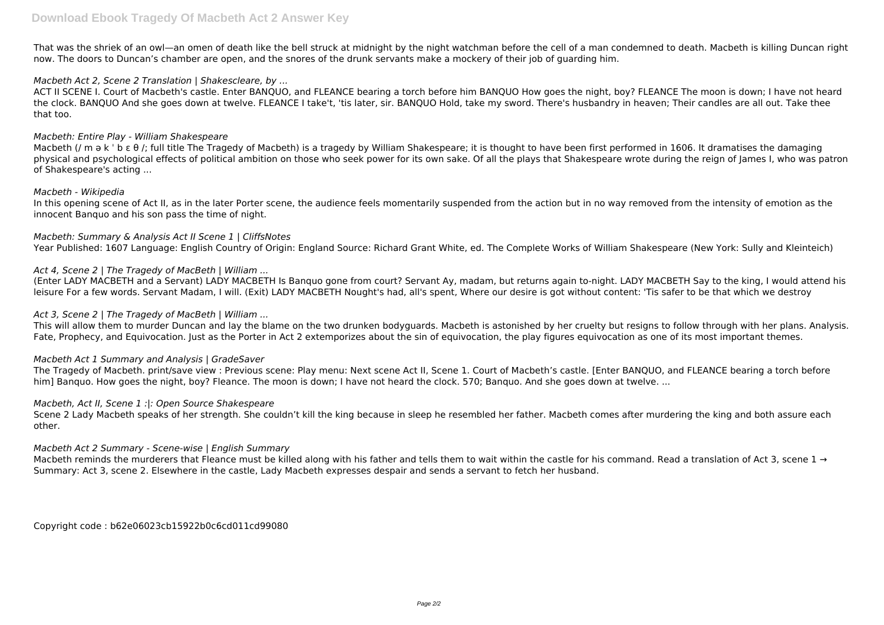That was the shriek of an owl—an omen of death like the bell struck at midnight by the night watchman before the cell of a man condemned to death. Macbeth is killing Duncan right now. The doors to Duncan's chamber are open, and the snores of the drunk servants make a mockery of their job of guarding him.

*Macbeth Act 2, Scene 2 Translation | Shakescleare, by ...*

ACT II SCENE I. Court of Macbeth's castle. Enter BANQUO, and FLEANCE bearing a torch before him BANQUO How goes the night, boy? FLEANCE The moon is down; I have not heard the clock. BANQUO And she goes down at twelve. FLEANCE I take't, 'tis later, sir. BANQUO Hold, take my sword. There's husbandry in heaven; Their candles are all out. Take thee that too.

*Macbeth: Entire Play - William Shakespeare*

Macbeth (/ m ə k ˈ b ɛ θ /; full title The Tragedy of Macbeth) is a tragedy by William Shakespeare; it is thought to have been first performed in 1606. It dramatises the damaging physical and psychological effects of political ambition on those who seek power for its own sake. Of all the plays that Shakespeare wrote during the reign of James I, who was patron of Shakespeare's acting ...

*Macbeth - Wikipedia*

In this opening scene of Act II, as in the later Porter scene, the audience feels momentarily suspended from the action but in no way removed from the intensity of emotion as the innocent Banquo and his son pass the time of night.

*Macbeth: Summary & Analysis Act II Scene 1 | CliffsNotes*

Year Published: 1607 Language: English Country of Origin: England Source: Richard Grant White, ed. The Complete Works of William Shakespeare (New York: Sully and Kleinteich)

*Act 4, Scene 2 | The Tragedy of MacBeth | William ...*

(Enter LADY MACBETH and a Servant) LADY MACBETH Is Banquo gone from court? Servant Ay, madam, but returns again to-night. LADY MACBETH Say to the king, I would attend his leisure For a few words. Servant Madam, I will. (Exit) LADY MACBETH Nought's had, all's spent, Where our desire is got without content: 'Tis safer to be that which we destroy

*Act 3, Scene 2 | The Tragedy of MacBeth | William ...*

This will allow them to murder Duncan and lay the blame on the two drunken bodyguards. Macbeth is astonished by her cruelty but resigns to follow through with her plans. Analysis. Fate, Prophecy, and Equivocation. Just as the Porter in Act 2 extemporizes about the sin of equivocation, the play figures equivocation as one of its most important themes.

*Macbeth Act 1 Summary and Analysis | GradeSaver*

The Tragedy of Macbeth. print/save view : Previous scene: Play menu: Next scene Act II, Scene 1. Court of Macbeth's castle. [Enter BANQUO, and FLEANCE bearing a torch before him] Banquo. How goes the night, boy? Fleance. The moon is down; I have not heard the clock. 570; Banquo. And she goes down at twelve. ...

*Macbeth, Act II, Scene 1 :|: Open Source Shakespeare*

Scene 2 Lady Macbeth speaks of her strength. She couldn't kill the king because in sleep he resembled her father. Macbeth comes after murdering the king and both assure each other.

*Macbeth Act 2 Summary - Scene-wise | English Summary*

Macbeth reminds the murderers that Fleance must be killed along with his father and tells them to wait within the castle for his command. Read a translation of Act 3, scene 1 → Summary: Act 3, scene 2. Elsewhere in the castle, Lady Macbeth expresses despair and sends a servant to fetch her husband.

Copyright code : b62e06023cb15922b0c6cd011cd99080